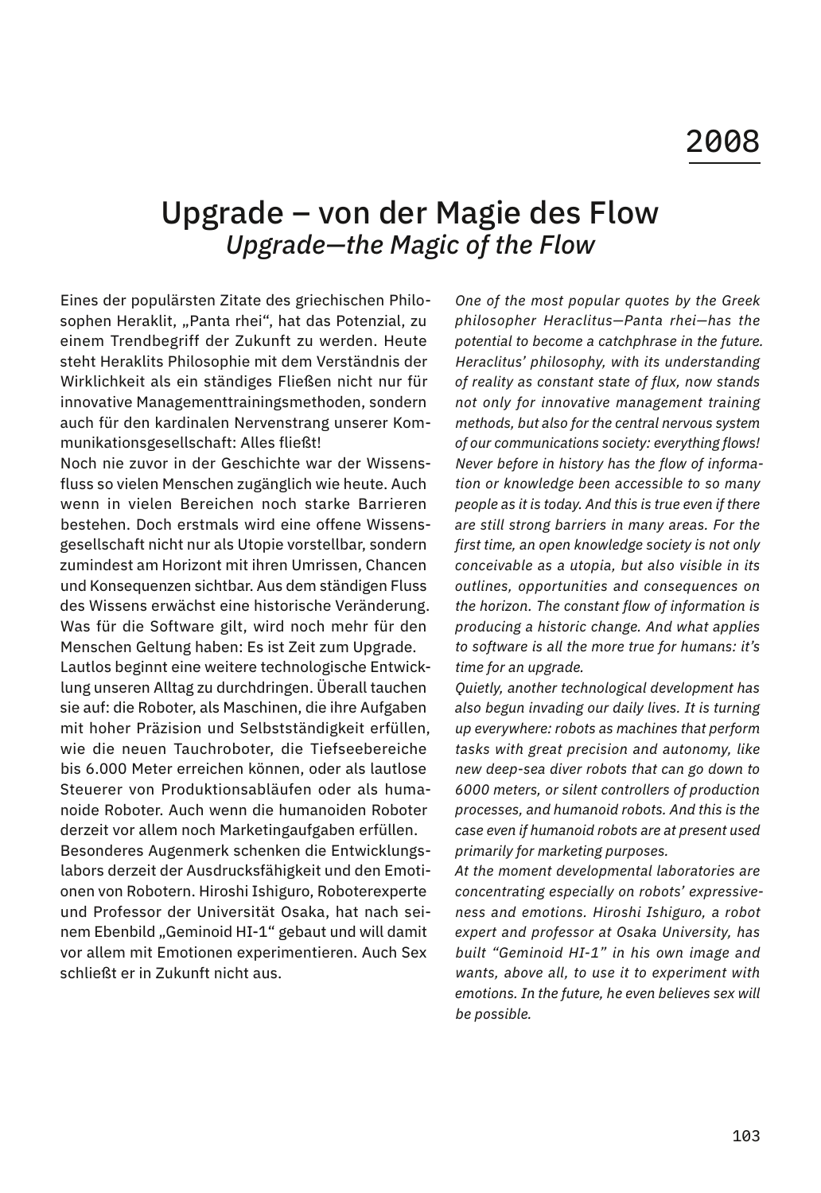# 2008

## Upgrade – von der Magie des Flow

*Upgrade—the Magic of the Flow*

Eines der populärsten Zitate des griechischen Philosophen Heraklit, „Panta rhei", hat das Potenzial, zu einem Trendbegriff der Zukunft zu werden. Heute steht Heraklits Philosophie mit dem Verständnis der Wirklichkeit als ein ständiges Fließen nicht nur für innovative Managementtrainingsmethoden, sondern auch für den kardinalen Nervenstrang unserer Kommunikationsgesellschaft: Alles fließt!

Noch nie zuvor in der Geschichte war der Wissensfluss so vielen Menschen zugänglich wie heute. Auch wenn in vielen Bereichen noch starke Barrieren bestehen. Doch erstmals wird eine offene Wissensgesellschaft nicht nur als Utopie vorstellbar, sondern zumindest am Horizont mit ihren Umrissen, Chancen und Konsequenzen sichtbar. Aus dem ständigen Fluss des Wissens erwächst eine historische Veränderung. Was für die Software gilt, wird noch mehr für den Menschen Geltung haben: Es ist Zeit zum Upgrade.

Lautlos beginnt eine weitere technologische Entwicklung unseren Alltag zu durchdringen. Überall tauchen sie auf: die Roboter, als Maschinen, die ihre Aufgaben mit hoher Präzision und Selbstständigkeit erfüllen, wie die neuen Tauchroboter, die Tiefseebereiche bis 6.000 Meter erreichen können, oder als lautlose Steuerer von Produktionsabläufen oder als humanoide Roboter. Auch wenn die humanoiden Roboter derzeit vor allem noch Marketingaufgaben erfüllen.

Besonderes Augenmerk schenken die Entwicklungslabors derzeit der Ausdrucksfähigkeit und den Emotionen von Robotern. Hiroshi Ishiguro, Roboterexperte und Professor der Universität Osaka, hat nach seinem Ebenbild „Geminoid HI-1" gebaut und will damit vor allem mit Emotionen experimentieren. Auch Sex schließt er in Zukunft nicht aus.

*One of the most popular quotes by the Greek philosopher Heraclitus—Panta rhei—has the potential to become a catchphrase in the future. Heraclitus' philosophy, with its understanding of reality as constant state of flux, now stands not only for innovative management training methods, but also for the central nervous system of our communications society: everything flows!*

*Never before in history has the flow of information or knowledge been accessible to so many people as it is today. And this is true even if there are still strong barriers in many areas. For the first time, an open knowledge society is not only conceivable as a utopia, but also visible in its outlines, opportunities and consequences on the horizon. The constant flow of information is producing a historic change. And what applies to software is all the more true for humans: it's time for an upgrade.*

*Quietly, another technological development has also begun invading our daily lives. It is turning up everywhere: robots as machines that perform tasks with great precision and autonomy, like new deep-sea diver robots that can go down to 6000 meters, or silent controllers of production processes, and humanoid robots. And this is the case even if humanoid robots are at present used primarily for marketing purposes.*

*At the moment developmental laboratories are concentrating especially on robots' expressiveness and emotions. Hiroshi Ishiguro, a robot expert and professor at Osaka University, has built "Geminoid HI-1" in his own image and wants, above all, to use it to experiment with emotions. In the future, he even believes sex will be possible.*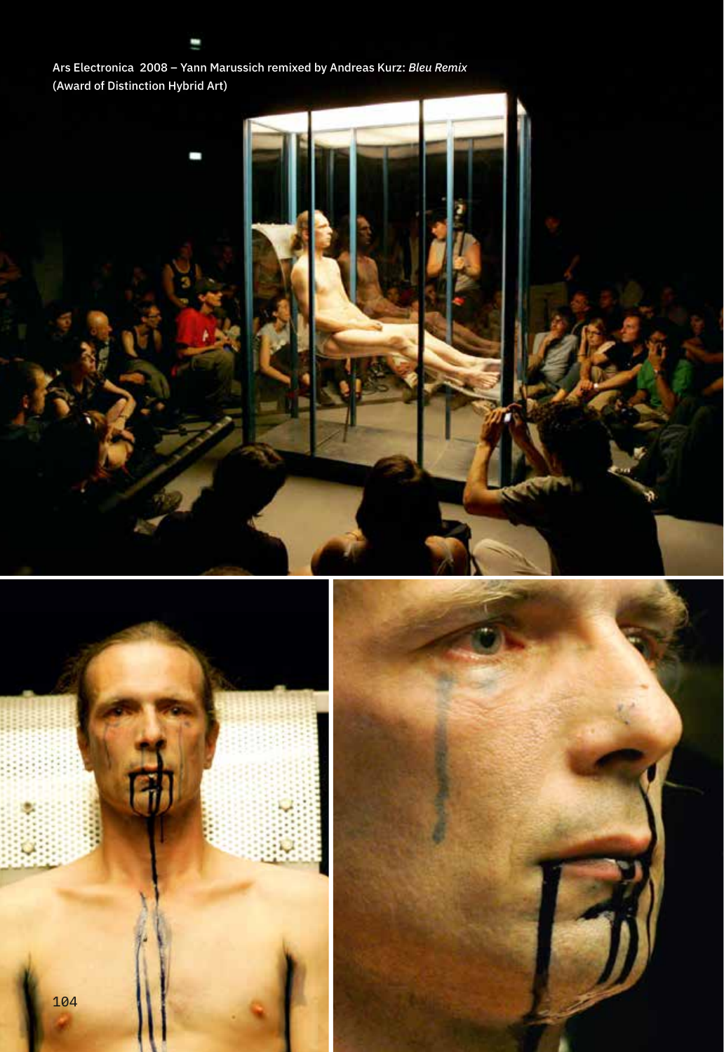Ars Electronica 2008 – Yann Marussich remixed by Andreas Kurz: *Bleu Remix* (Award of Distinction Hybrid Art)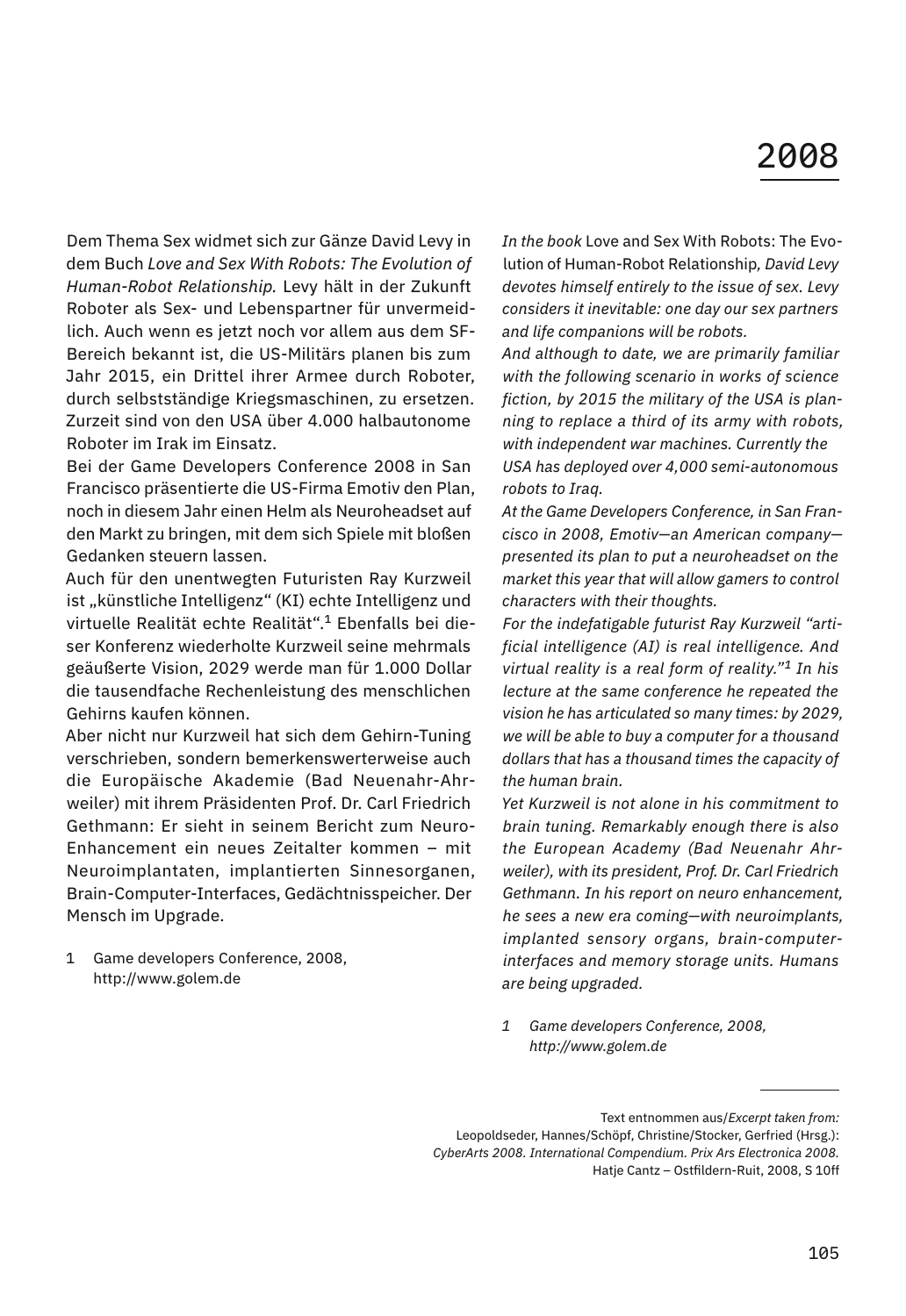# 2008

Dem Thema Sex widmet sich zur Gänze David Levy in dem Buch *Love and Sex With Robots: The Evolution of Human-Robot Relationship.* Levy hält in der Zukunft Roboter als Sex- und Lebenspartner für unvermeidlich. Auch wenn es jetzt noch vor allem aus dem SF-Bereich bekannt ist, die US-Militärs planen bis zum Jahr 2015, ein Drittel ihrer Armee durch Roboter, durch selbstständige Kriegsmaschinen, zu ersetzen. Zurzeit sind von den USA über 4.000 halbautonome Roboter im Irak im Einsatz.

Bei der Game Developers Conference 2008 in San Francisco präsentierte die US-Firma Emotiv den Plan, noch in diesem Jahr einen Helm als Neuroheadset auf den Markt zu bringen, mit dem sich Spiele mit bloßen Gedanken steuern lassen.

Auch für den unentwegten Futuristen Ray Kurzweil ist „künstliche Intelligenz" (KI) echte Intelligenz und virtuelle Realität echte Realität".[1] Ebenfalls bei dieser Konferenz wiederholte Kurzweil seine mehrmals geäußerte Vision, 2029 werde man für 1.000 Dollar die tausendfache Rechenleistung des menschlichen Gehirns kaufen können.

Aber nicht nur Kurzweil hat sich dem Gehirn-Tuning verschrieben, sondern bemerkenswerterweise auch die Europäische Akademie (Bad Neuenahr-Ahrweiler) mit ihrem Präsidenten Prof. Dr. Carl Friedrich Gethmann: Er sieht in seinem Bericht zum Neuro-Enhancement ein neues Zeitalter kommen – mit Neuroimplantaten, implantierten Sinnesorganen, Brain-Computer-Interfaces, Gedächtnisspeicher. Der Mensch im Upgrade.

1 Game developers Conference, 2008, http://www.golem.de

*In the book* Love and Sex With Robots: The Evolution of Human-Robot Relationship*, David Levy devotes himself entirely to the issue of sex. Levy considers it inevitable: one day our sex partners and life companions will be robots.*

*And although to date, we are primarily familiar with the following scenario in works of science fiction, by 2015 the military of the USA is planning to replace a third of its army with robots, with independent war machines. Currently the USA has deployed over 4,000 semi-autonomous robots to Iraq.*

*At the Game Developers Conference, in San Francisco in 2008, Emotiv—an American company—presented its plan to put a neuroheadset on the market this year that will allow gamers to control characters with their thoughts.*

*For the indefatigable futurist Ray Kurzweil "artificial intelligence (AI) is real intelligence. And virtual reality is a real form of reality."[1] In his lecture at the same conference he repeated the vision he has articulated so many times: by 2029, we will be able to buy a computer for a thousand dollars that has a thousand times the capacity of the human brain.*

*Yet Kurzweil is not alone in his commitment to brain tuning. Remarkably enough there is also the European Academy (Bad Neuenahr Ahrweiler), with its president, Prof. Dr. Carl Friedrich Gethmann. In his report on neuro enhancement, he sees a new era coming—with neuroimplants, implanted sensory organs, brain-computer-interfaces and memory storage units. Humans are being upgraded.*

*1 Game developers Conference, 2008, http://www.golem.de*

Text entnommen aus/*Excerpt taken from:*
Leopoldseder, Hannes/Schöpf, Christine/Stocker, Gerfried (Hrsg.):
*CyberArts 2008. International Compendium. Prix Ars Electronica 2008.*
Hatje Cantz – Ostfildern-Ruit, 2008, S 10ff